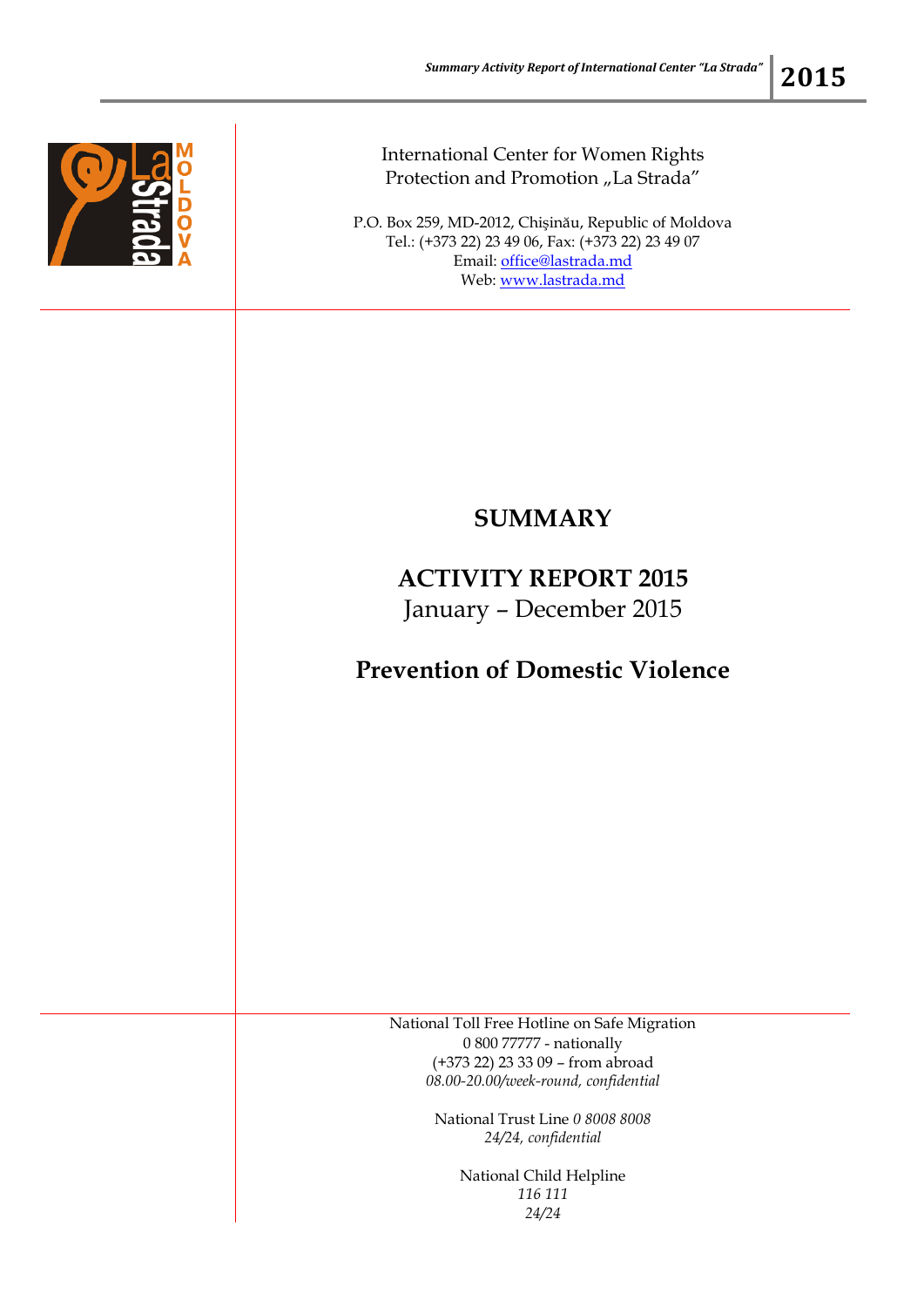International Center for Women Rights Protection and Promotion „La Strada"

P.O. Box 259, MD-2012, Chişinău, Republic of Moldova
Tel.: (+373 22) 23 49 06, Fax: (+373 22) 23 49 07
Email: office@lastrada.md
Web: www.lastrada.md

# SUMMARY

# ACTIVITY REPORT 2015

January – December 2015

## Prevention of Domestic Violence

National Toll Free Hotline on Safe Migration
0 800 77777 - nationally
(+373 22) 23 33 09 – from abroad
*08.00-20.00/week-round, confidential*

National Trust Line *0 8008 8008*
*24/24, confidential*

National Child Helpline
*116 111*
*24/24*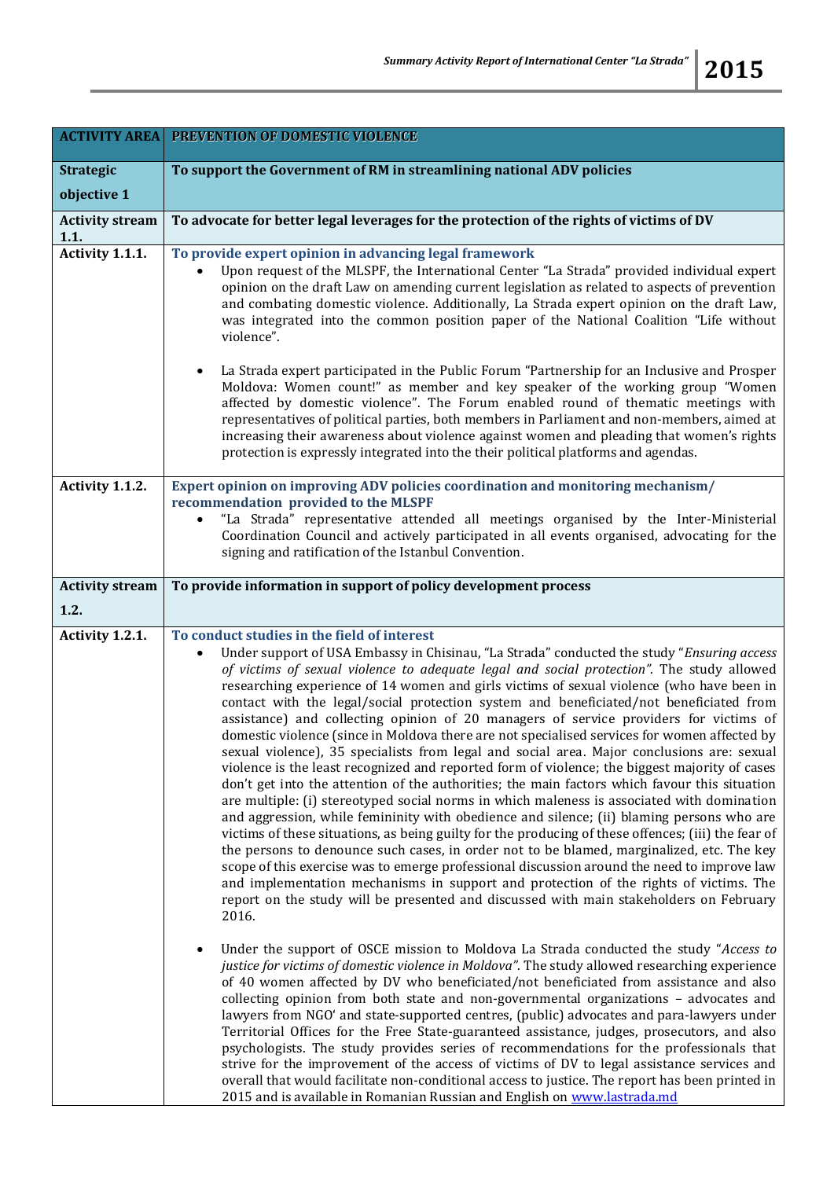| ACTIVITY AREA | PREVENTION OF DOMESTIC VIOLENCE |
|---|---|
| **Strategic objective 1** | **To support the Government of RM in streamlining national ADV policies** |
| **Activity stream 1.1.** | **To advocate for better legal leverages for the protection of the rights of victims of DV** |
| **Activity 1.1.1.** | **To provide expert opinion in advancing legal framework**<br>• Upon request of the MLSPF, the International Center "La Strada" provided individual expert opinion on the draft Law on amending current legislation as related to aspects of prevention and combating domestic violence. Additionally, La Strada expert opinion on the draft Law, was integrated into the common position paper of the National Coalition "Life without violence".<br><br>• La Strada expert participated in the Public Forum "Partnership for an Inclusive and Prosper Moldova: Women count!" as member and key speaker of the working group "Women affected by domestic violence". The Forum enabled round of thematic meetings with representatives of political parties, both members in Parliament and non-members, aimed at increasing their awareness about violence against women and pleading that women's rights protection is expressly integrated into the their political platforms and agendas. |
| **Activity 1.1.2.** | **Expert opinion on improving ADV policies coordination and monitoring mechanism/ recommendation provided to the MLSPF**<br>• "La Strada" representative attended all meetings organised by the Inter-Ministerial Coordination Council and actively participated in all events organised, advocating for the signing and ratification of the Istanbul Convention. |
| **Activity stream 1.2.** | **To provide information in support of policy development process** |
| **Activity 1.2.1.** | **To conduct studies in the field of interest**<br>• Under support of USA Embassy in Chisinau, "La Strada" conducted the study "*Ensuring access of victims of sexual violence to adequate legal and social protection".* The study allowed researching experience of 14 women and girls victims of sexual violence (who have been in contact with the legal/social protection system and beneficiated/not beneficiated from assistance) and collecting opinion of 20 managers of service providers for victims of domestic violence (since in Moldova there are not specialised services for women affected by sexual violence), 35 specialists from legal and social area. Major conclusions are: sexual violence is the least recognized and reported form of violence; the biggest majority of cases don't get into the attention of the authorities; the main factors which favour this situation are multiple: (i) stereotyped social norms in which maleness is associated with domination and aggression, while femininity with obedience and silence; (ii) blaming persons who are victims of these situations, as being guilty for the producing of these offences; (iii) the fear of the persons to denounce such cases, in order not to be blamed, marginalized, etc. The key scope of this exercise was to emerge professional discussion around the need to improve law and implementation mechanisms in support and protection of the rights of victims. The report on the study will be presented and discussed with main stakeholders on February 2016.<br><br>• Under the support of OSCE mission to Moldova La Strada conducted the study "*Access to justice for victims of domestic violence in Moldova".* The study allowed researching experience of 40 women affected by DV who beneficiated/not beneficiated from assistance and also collecting opinion from both state and non-governmental organizations – advocates and lawyers from NGO' and state-supported centres, (public) advocates and para-lawyers under Territorial Offices for the Free State-guaranteed assistance, judges, prosecutors, and also psychologists. The study provides series of recommendations for the professionals that strive for the improvement of the access of victims of DV to legal assistance services and overall that would facilitate non-conditional access to justice. The report has been printed in 2015 and is available in Romanian Russian and English on www.lastrada.md |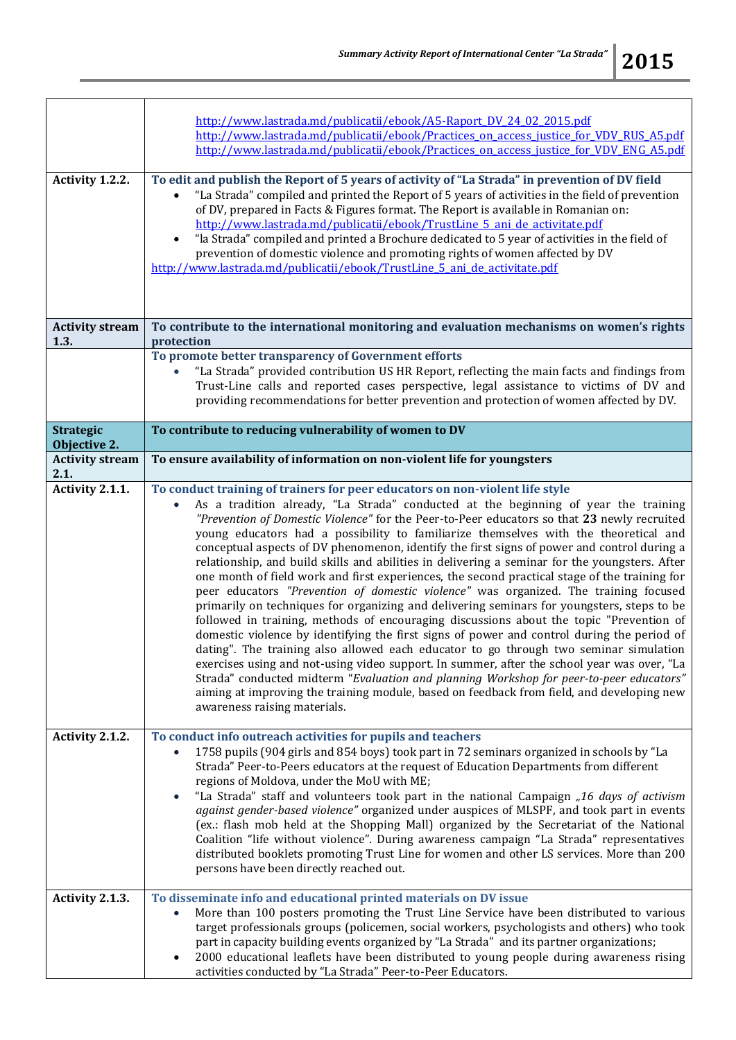| | |
|---|---|
| | http://www.lastrada.md/publicatii/ebook/A5-Raport_DV_24_02_2015.pdf<br>http://www.lastrada.md/publicatii/ebook/Practices_on_access_justice_for_VDV_RUS_A5.pdf<br>http://www.lastrada.md/publicatii/ebook/Practices_on_access_justice_for_VDV_ENG_A5.pdf |
| **Activity 1.2.2.** | **To edit and publish the Report of 5 years of activity of "La Strada" in prevention of DV field**<br>• "La Strada" compiled and printed the Report of 5 years of activities in the field of prevention of DV, prepared in Facts & Figures format. The Report is available in Romanian on: http://www.lastrada.md/publicatii/ebook/TrustLine_5_ani_de_activitate.pdf<br>• "la Strada" compiled and printed a Brochure dedicated to 5 year of activities in the field of prevention of domestic violence and promoting rights of women affected by DV http://www.lastrada.md/publicatii/ebook/TrustLine_5_ani_de_activitate.pdf |
| **Activity stream 1.3.** | **To contribute to the international monitoring and evaluation mechanisms on women's rights protection** |
| | **To promote better transparency of Government efforts**<br>• "La Strada" provided contribution US HR Report, reflecting the main facts and findings from Trust-Line calls and reported cases perspective, legal assistance to victims of DV and providing recommendations for better prevention and protection of women affected by DV. |
| **Strategic Objective 2.** | **To contribute to reducing vulnerability of women to DV** |
| **Activity stream 2.1.** | **To ensure availability of information on non-violent life for youngsters** |
| **Activity 2.1.1.** | **To conduct training of trainers for peer educators on non-violent life style**<br>• As a tradition already, "La Strada" conducted at the beginning of year the training *"Prevention of Domestic Violence"* for the Peer-to-Peer educators so that **23** newly recruited young educators had a possibility to familiarize themselves with the theoretical and conceptual aspects of DV phenomenon, identify the first signs of power and control during a relationship, and build skills and abilities in delivering a seminar for the youngsters. After one month of field work and first experiences, the second practical stage of the training for peer educators *"Prevention of domestic violence"* was organized. The training focused primarily on techniques for organizing and delivering seminars for youngsters, steps to be followed in training, methods of encouraging discussions about the topic "Prevention of domestic violence by identifying the first signs of power and control during the period of dating". The training also allowed each educator to go through two seminar simulation exercises using and not-using video support. In summer, after the school year was over, "La Strada" conducted midterm "*Evaluation and planning Workshop for peer-to-peer educators"* aiming at improving the training module, based on feedback from field, and developing new awareness raising materials. |
| **Activity 2.1.2.** | **To conduct info outreach activities for pupils and teachers**<br>• 1758 pupils (904 girls and 854 boys) took part in 72 seminars organized in schools by "La Strada" Peer-to-Peers educators at the request of Education Departments from different regions of Moldova, under the MoU with ME;<br>• "La Strada" staff and volunteers took part in the national Campaign *„16 days of activism against gender-based violence"* organized under auspices of MLSPF, and took part in events (ex.: flash mob held at the Shopping Mall) organized by the Secretariat of the National Coalition "life without violence". During awareness campaign "La Strada" representatives distributed booklets promoting Trust Line for women and other LS services. More than 200 persons have been directly reached out. |
| **Activity 2.1.3.** | **To disseminate info and educational printed materials on DV issue**<br>• More than 100 posters promoting the Trust Line Service have been distributed to various target professionals groups (policemen, social workers, psychologists and others) who took part in capacity building events organized by "La Strada" and its partner organizations;<br>• 2000 educational leaflets have been distributed to young people during awareness rising activities conducted by "La Strada" Peer-to-Peer Educators. |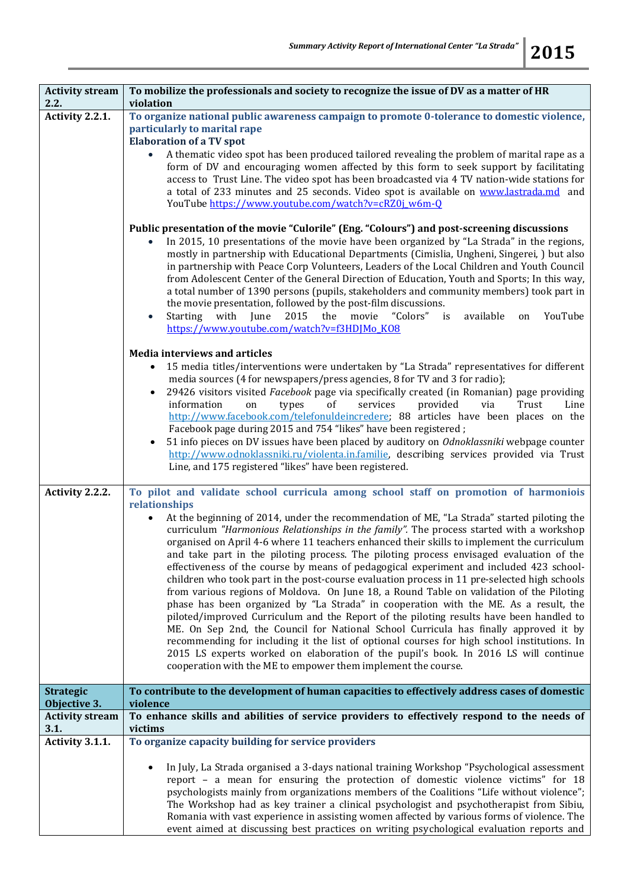| Activity stream 2.2. | To mobilize the professionals and society to recognize the issue of DV as a matter of HR violation |
|---|---|
| Activity 2.2.1. | **To organize national public awareness campaign to promote 0-tolerance to domestic violence, particularly to marital rape**<br>**Elaboration of a TV spot**<br>• A thematic video spot has been produced tailored revealing the problem of marital rape as a form of DV and encouraging women affected by this form to seek support by facilitating access to Trust Line. The video spot has been broadcasted via 4 TV nation-wide stations for a total of 233 minutes and 25 seconds. Video spot is available on www.lastrada.md and YouTube https://www.youtube.com/watch?v=cRZ0j_w6m-Q<br><br>**Public presentation of the movie "Culorile" (Eng. "Colours") and post-screening discussions**<br>• In 2015, 10 presentations of the movie have been organized by "La Strada" in the regions, mostly in partnership with Educational Departments (Cimislia, Ungheni, Singerei, ) but also in partnership with Peace Corp Volunteers, Leaders of the Local Children and Youth Council from Adolescent Center of the General Direction of Education, Youth and Sports; In this way, a total number of 1390 persons (pupils, stakeholders and community members) took part in the movie presentation, followed by the post-film discussions.<br>• Starting with June 2015 the movie "Colors" is available on YouTube https://www.youtube.com/watch?v=f3HDJMo_KO8<br><br>**Media interviews and articles**<br>• 15 media titles/interventions were undertaken by "La Strada" representatives for different media sources (4 for newspapers/press agencies, 8 for TV and 3 for radio);<br>• 29426 visitors visited *Facebook* page via specifically created (in Romanian) page providing information on types of services provided via Trust Line http://www.facebook.com/telefonuldeincredere; 88 articles have been places on the Facebook page during 2015 and 754 "likes" have been registered ;<br>• 51 info pieces on DV issues have been placed by auditory on *Odnoklassniki* webpage counter http://www.odnoklassniki.ru/violenta.in.familie, describing services provided via Trust Line, and 175 registered "likes" have been registered. |
| Activity 2.2.2. | **To pilot and validate school curricula among school staff on promotion of harmonioius relationships**<br>• At the beginning of 2014, under the recommendation of ME, "La Strada" started piloting the curriculum *"Harmonious Relationships in the family"*. The process started with a workshop organised on April 4-6 where 11 teachers enhanced their skills to implement the curriculum and take part in the piloting process. The piloting process envisaged evaluation of the effectiveness of the course by means of pedagogical experiment and included 423 school-children who took part in the post-course evaluation process in 11 pre-selected high schools from various regions of Moldova. On June 18, a Round Table on validation of the Piloting phase has been organized by "La Strada" in cooperation with the ME. As a result, the piloted/improved Curriculum and the Report of the piloting results have been handled to ME. On Sep 2nd, the Council for National School Curricula has finally approved it by recommending for including it the list of optional courses for high school institutions. In 2015 LS experts worked on elaboration of the pupil's book. In 2016 LS will continue cooperation with the ME to empower them implement the course. |
| **Strategic Objective 3.** | **To contribute to the development of human capacities to effectively address cases of domestic violence** |
| **Activity stream 3.1.** | **To enhance skills and abilities of service providers to effectively respond to the needs of victims** |
| Activity 3.1.1. | **To organize capacity building for service providers**<br><br>• In July, La Strada organised a 3-days national training Workshop "Psychological assessment report – a mean for ensuring the protection of domestic violence victims" for 18 psychologists mainly from organizations members of the Coalitions "Life without violence"; The Workshop had as key trainer a clinical psychologist and psychotherapist from Sibiu, Romania with vast experience in assisting women affected by various forms of violence. The event aimed at discussing best practices on writing psychological evaluation reports and |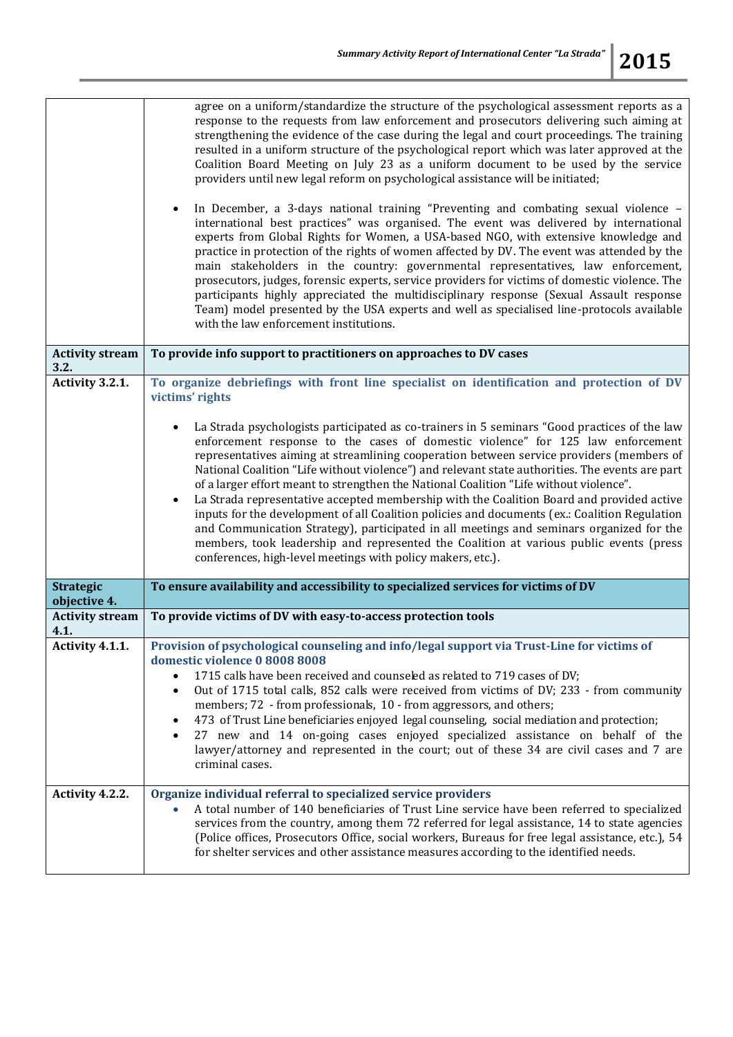| | |
|---|---|
| | agree on a uniform/standardize the structure of the psychological assessment reports as a response to the requests from law enforcement and prosecutors delivering such aiming at strengthening the evidence of the case during the legal and court proceedings. The training resulted in a uniform structure of the psychological report which was later approved at the Coalition Board Meeting on July 23 as a uniform document to be used by the service providers until new legal reform on psychological assistance will be initiated;<br><br>• In December, a 3-days national training "Preventing and combating sexual violence – international best practices" was organised. The event was delivered by international experts from Global Rights for Women, a USA-based NGO, with extensive knowledge and practice in protection of the rights of women affected by DV. The event was attended by the main stakeholders in the country: governmental representatives, law enforcement, prosecutors, judges, forensic experts, service providers for victims of domestic violence. The participants highly appreciated the multidisciplinary response (Sexual Assault response Team) model presented by the USA experts and well as specialised line-protocols available with the law enforcement institutions. |
| **Activity stream 3.2.** | **To provide info support to practitioners on approaches to DV cases** |
| **Activity 3.2.1.** | **To organize debriefings with front line specialist on identification and protection of DV victims' rights**<br><br>• La Strada psychologists participated as co-trainers in 5 seminars "Good practices of the law enforcement response to the cases of domestic violence" for 125 law enforcement representatives aiming at streamlining cooperation between service providers (members of National Coalition "Life without violence") and relevant state authorities. The events are part of a larger effort meant to strengthen the National Coalition "Life without violence".<br>• La Strada representative accepted membership with the Coalition Board and provided active inputs for the development of all Coalition policies and documents (ex.: Coalition Regulation and Communication Strategy), participated in all meetings and seminars organized for the members, took leadership and represented the Coalition at various public events (press conferences, high-level meetings with policy makers, etc.). |
| **Strategic objective 4.** | **To ensure availability and accessibility to specialized services for victims of DV** |
| **Activity stream 4.1.** | **To provide victims of DV with easy-to-access protection tools** |
| **Activity 4.1.1.** | **Provision of psychological counseling and info/legal support via Trust-Line for victims of domestic violence 0 8008 8008**<br>• 1715 calls have been received and counseled as related to 719 cases of DV;<br>• Out of 1715 total calls, 852 calls were received from victims of DV; 233 - from community members; 72 - from professionals, 10 - from aggressors, and others;<br>• 473 of Trust Line beneficiaries enjoyed legal counseling, social mediation and protection;<br>• 27 new and 14 on-going cases enjoyed specialized assistance on behalf of the lawyer/attorney and represented in the court; out of these 34 are civil cases and 7 are criminal cases. |
| **Activity 4.2.2.** | **Organize individual referral to specialized service providers**<br>• A total number of 140 beneficiaries of Trust Line service have been referred to specialized services from the country, among them 72 referred for legal assistance, 14 to state agencies (Police offices, Prosecutors Office, social workers, Bureaus for free legal assistance, etc.), 54 for shelter services and other assistance measures according to the identified needs. |